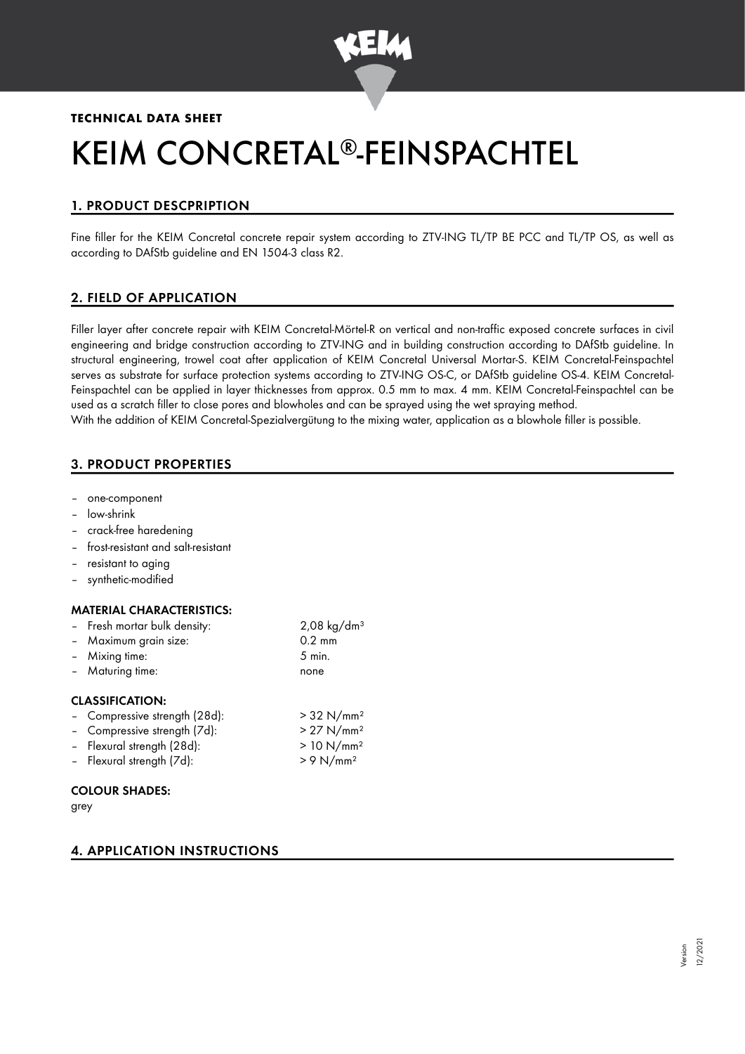**TECHNICAL DATA SHEET**

# KEIM CONCRETAL®-FEINSPACHTEL

## 1. PRODUCT DESCPRIPTION

Fine filler for the KEIM Concretal concrete repair system according to ZTV-ING TL/TP BE PCC and TL/TP OS, as well as according to DAfStb guideline and EN 1504-3 class R2.

## 2. FIELD OF APPLICATION

Filler layer after concrete repair with KEIM Concretal-Mörtel-R on vertical and non-traffic exposed concrete surfaces in civil engineering and bridge construction according to ZTV-ING and in building construction according to DAfStb guideline. In structural engineering, trowel coat after application of KEIM Concretal Universal Mortar-S. KEIM Concretal-Feinspachtel serves as substrate for surface protection systems according to ZTV-ING OS-C, or DAfStb guideline OS-4. KEIM Concretal-Feinspachtel can be applied in layer thicknesses from approx. 0.5 mm to max. 4 mm. KEIM Concretal-Feinspachtel can be used as a scratch filler to close pores and blowholes and can be sprayed using the wet spraying method.
With the addition of KEIM Concretal-Spezialvergütung to the mixing water, application as a blowhole filler is possible.

## 3. PRODUCT PROPERTIES

- one-component
- low-shrink
- crack-free haredening
- frost-resistant and salt-resistant
- resistant to aging
- synthetic-modified

### MATERIAL CHARACTERISTICS:

- Fresh mortar bulk density: 2,08 kg/dm³
- Maximum grain size: 0.2 mm
- Mixing time: 5 min.
- Maturing time: none

### CLASSIFICATION:

- Compressive strength (28d): > 32 N/mm²
- Compressive strength (7d): > 27 N/mm²
- Flexural strength (28d): > 10 N/mm²
- Flexural strength (7d): > 9 N/mm²

### COLOUR SHADES:

grey

## 4. APPLICATION INSTRUCTIONS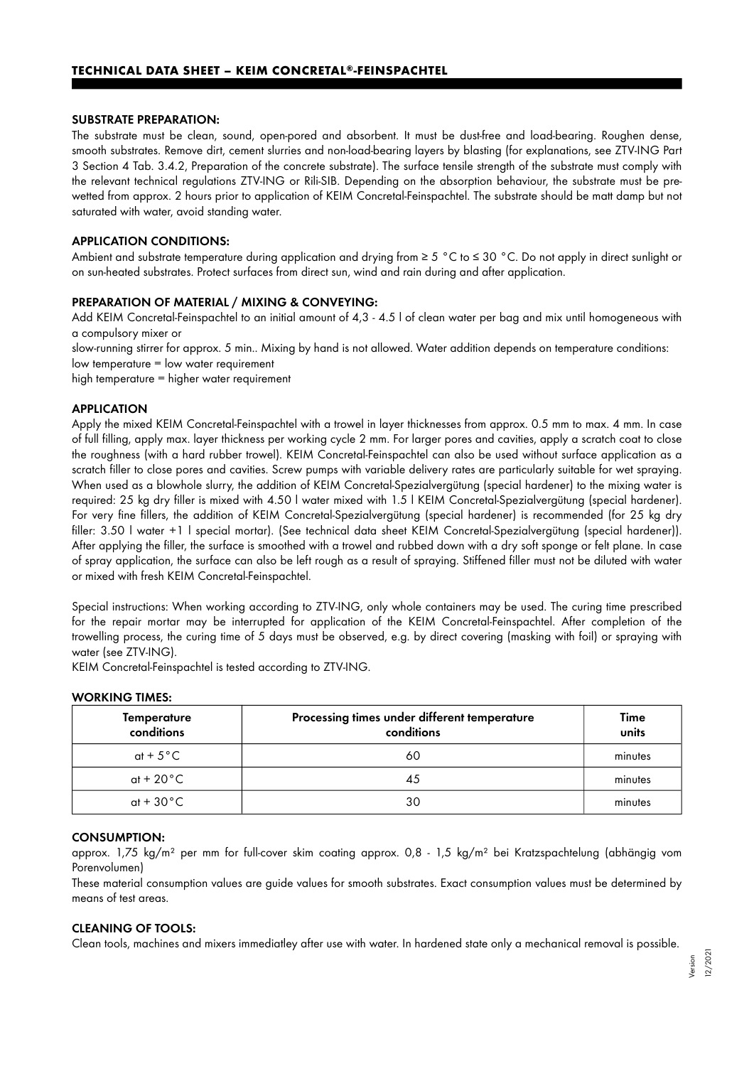## SUBSTRATE PREPARATION:

The substrate must be clean, sound, open-pored and absorbent. It must be dust-free and load-bearing. Roughen dense, smooth substrates. Remove dirt, cement slurries and non-load-bearing layers by blasting (for explanations, see ZTV-ING Part 3 Section 4 Tab. 3.4.2, Preparation of the concrete substrate). The surface tensile strength of the substrate must comply with the relevant technical regulations ZTV-ING or Rili-SIB. Depending on the absorption behaviour, the substrate must be pre-wetted from approx. 2 hours prior to application of KEIM Concretal-Feinspachtel. The substrate should be matt damp but not saturated with water, avoid standing water.

## APPLICATION CONDITIONS:

Ambient and substrate temperature during application and drying from ≥ 5 °C to ≤ 30 °C. Do not apply in direct sunlight or on sun-heated substrates. Protect surfaces from direct sun, wind and rain during and after application.

## PREPARATION OF MATERIAL / MIXING & CONVEYING:

Add KEIM Concretal-Feinspachtel to an initial amount of 4,3 - 4.5 l of clean water per bag and mix until homogeneous with a compulsory mixer or

slow-running stirrer for approx. 5 min.. Mixing by hand is not allowed. Water addition depends on temperature conditions:
low temperature = low water requirement
high temperature = higher water requirement

## APPLICATION

Apply the mixed KEIM Concretal-Feinspachtel with a trowel in layer thicknesses from approx. 0.5 mm to max. 4 mm. In case of full filling, apply max. layer thickness per working cycle 2 mm. For larger pores and cavities, apply a scratch coat to close the roughness (with a hard rubber trowel). KEIM Concretal-Feinspachtel can also be used without surface application as a scratch filler to close pores and cavities. Screw pumps with variable delivery rates are particularly suitable for wet spraying. When used as a blowhole slurry, the addition of KEIM Concretal-Spezialvergütung (special hardener) to the mixing water is required: 25 kg dry filler is mixed with 4.50 l water mixed with 1.5 l KEIM Concretal-Spezialvergütung (special hardener). For very fine fillers, the addition of KEIM Concretal-Spezialvergütung (special hardener) is recommended (for 25 kg dry filler: 3.50 l water +1 l special mortar). (See technical data sheet KEIM Concretal-Spezialvergütung (special hardener)). After applying the filler, the surface is smoothed with a trowel and rubbed down with a dry soft sponge or felt plane. In case of spray application, the surface can also be left rough as a result of spraying. Stiffened filler must not be diluted with water or mixed with fresh KEIM Concretal-Feinspachtel.

Special instructions: When working according to ZTV-ING, only whole containers may be used. The curing time prescribed for the repair mortar may be interrupted for application of the KEIM Concretal-Feinspachtel. After completion of the trowelling process, the curing time of 5 days must be observed, e.g. by direct covering (masking with foil) or spraying with water (see ZTV-ING).

KEIM Concretal-Feinspachtel is tested according to ZTV-ING.

## WORKING TIMES:

| Temperature conditions | Processing times under different temperature conditions | Time units |
|---|---|---|
| at + 5°C | 60 | minutes |
| at + 20°C | 45 | minutes |
| at + 30°C | 30 | minutes |

## CONSUMPTION:

approx. 1,75 kg/m² per mm for full-cover skim coating approx. 0,8 - 1,5 kg/m² bei Kratzspachtelung (abhängig vom Porenvolumen)

These material consumption values are guide values for smooth substrates. Exact consumption values must be determined by means of test areas.

## CLEANING OF TOOLS:

Clean tools, machines and mixers immediatley after use with water. In hardened state only a mechanical removal is possible.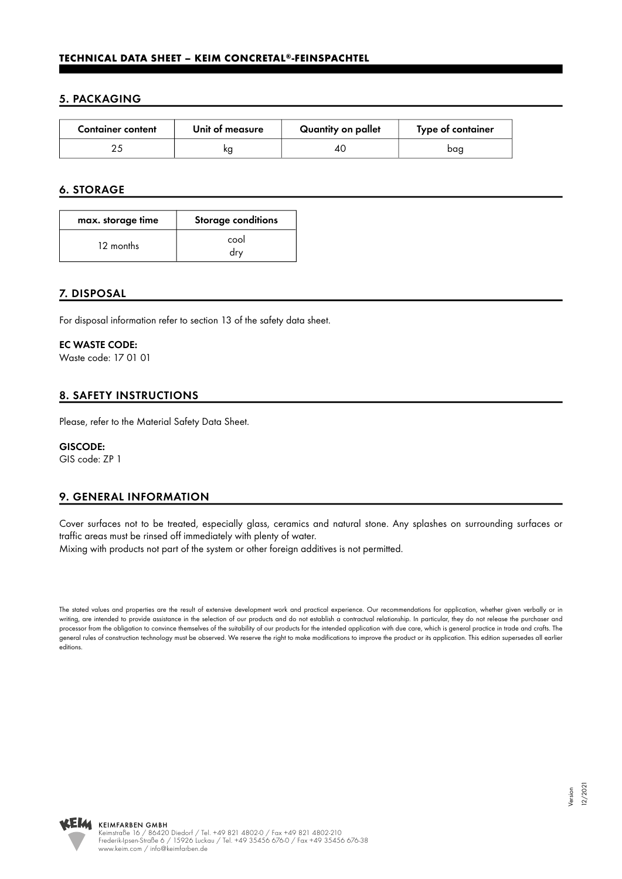## 5. PACKAGING

| Container content | Unit of measure | Quantity on pallet | Type of container |
|---|---|---|---|
| 25 | kg | 40 | bag |

## 6. STORAGE

| max. storage time | Storage conditions |
|---|---|
| 12 months | cool dry |

## 7. DISPOSAL

For disposal information refer to section 13 of the safety data sheet.

**EC WASTE CODE:**
Waste code: 17 01 01

## 8. SAFETY INSTRUCTIONS

Please, refer to the Material Safety Data Sheet.

**GISCODE:**
GIS code: ZP 1

## 9. GENERAL INFORMATION

Cover surfaces not to be treated, especially glass, ceramics and natural stone. Any splashes on surrounding surfaces or traffic areas must be rinsed off immediately with plenty of water.
Mixing with products not part of the system or other foreign additives is not permitted.

The stated values and properties are the result of extensive development work and practical experience. Our recommendations for application, whether given verbally or in writing, are intended to provide assistance in the selection of our products and do not establish a contractual relationship. In particular, they do not release the purchaser and processor from the obligation to convince themselves of the suitability of our products for the intended application with due care, which is general practice in trade and crafts. The general rules of construction technology must be observed. We reserve the right to make modifications to improve the product or its application. This edition supersedes all earlier editions.

Version 12/2021

**KEIMFARBEN GMBH**
Keimstraße 16 / 86420 Diedorf / Tel. +49 821 4802-0 / Fax +49 821 4802-210
Frederik-Ipsen-Straße 6 / 15926 Luckau / Tel. +49 35456 676-0 / Fax +49 35456 676-38
www.keim.com / info@keimfarben.de